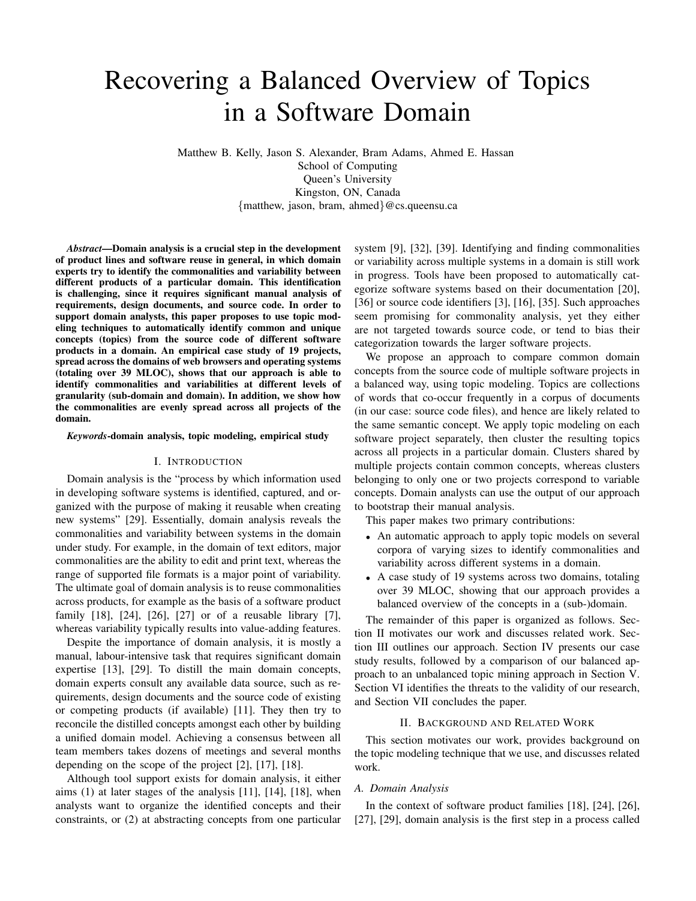# Recovering a Balanced Overview of Topics in a Software Domain

Matthew B. Kelly, Jason S. Alexander, Bram Adams, Ahmed E. Hassan
School of Computing
Queen's University
Kingston, ON, Canada
{matthew, jason, bram, ahmed}@cs.queensu.ca

***Abstract*—Domain analysis is a crucial step in the development of product lines and software reuse in general, in which domain experts try to identify the commonalities and variability between different products of a particular domain. This identification is challenging, since it requires significant manual analysis of requirements, design documents, and source code. In order to support domain analysts, this paper proposes to use topic modeling techniques to automatically identify common and unique concepts (topics) from the source code of different software products in a domain. An empirical case study of 19 projects, spread across the domains of web browsers and operating systems (totaling over 39 MLOC), shows that our approach is able to identify commonalities and variabilities at different levels of granularity (sub-domain and domain). In addition, we show how the commonalities are evenly spread across all projects of the domain.**

***Keywords*-domain analysis, topic modeling, empirical study**

## I. Introduction

Domain analysis is the "process by which information used in developing software systems is identified, captured, and organized with the purpose of making it reusable when creating new systems" [29]. Essentially, domain analysis reveals the commonalities and variability between systems in the domain under study. For example, in the domain of text editors, major commonalities are the ability to edit and print text, whereas the range of supported file formats is a major point of variability. The ultimate goal of domain analysis is to reuse commonalities across products, for example as the basis of a software product family [18], [24], [26], [27] or of a reusable library [7], whereas variability typically results into value-adding features.

Despite the importance of domain analysis, it is mostly a manual, labour-intensive task that requires significant domain expertise [13], [29]. To distill the main domain concepts, domain experts consult any available data source, such as requirements, design documents and the source code of existing or competing products (if available) [11]. They then try to reconcile the distilled concepts amongst each other by building a unified domain model. Achieving a consensus between all team members takes dozens of meetings and several months depending on the scope of the project [2], [17], [18].

Although tool support exists for domain analysis, it either aims (1) at later stages of the analysis [11], [14], [18], when analysts want to organize the identified concepts and their constraints, or (2) at abstracting concepts from one particular system [9], [32], [39]. Identifying and finding commonalities or variability across multiple systems in a domain is still work in progress. Tools have been proposed to automatically categorize software systems based on their documentation [20], [36] or source code identifiers [3], [16], [35]. Such approaches seem promising for commonality analysis, yet they either are not targeted towards source code, or tend to bias their categorization towards the larger software projects.

We propose an approach to compare common domain concepts from the source code of multiple software projects in a balanced way, using topic modeling. Topics are collections of words that co-occur frequently in a corpus of documents (in our case: source code files), and hence are likely related to the same semantic concept. We apply topic modeling on each software project separately, then cluster the resulting topics across all projects in a particular domain. Clusters shared by multiple projects contain common concepts, whereas clusters belonging to only one or two projects correspond to variable concepts. Domain analysts can use the output of our approach to bootstrap their manual analysis.

This paper makes two primary contributions:

- An automatic approach to apply topic models on several corpora of varying sizes to identify commonalities and variability across different systems in a domain.
- A case study of 19 systems across two domains, totaling over 39 MLOC, showing that our approach provides a balanced overview of the concepts in a (sub-)domain.

The remainder of this paper is organized as follows. Section II motivates our work and discusses related work. Section III outlines our approach. Section IV presents our case study results, followed by a comparison of our balanced approach to an unbalanced topic mining approach in Section V. Section VI identifies the threats to the validity of our research, and Section VII concludes the paper.

## II. Background and Related Work

This section motivates our work, provides background on the topic modeling technique that we use, and discusses related work.

### A. Domain Analysis

In the context of software product families [18], [24], [26], [27], [29], domain analysis is the first step in a process called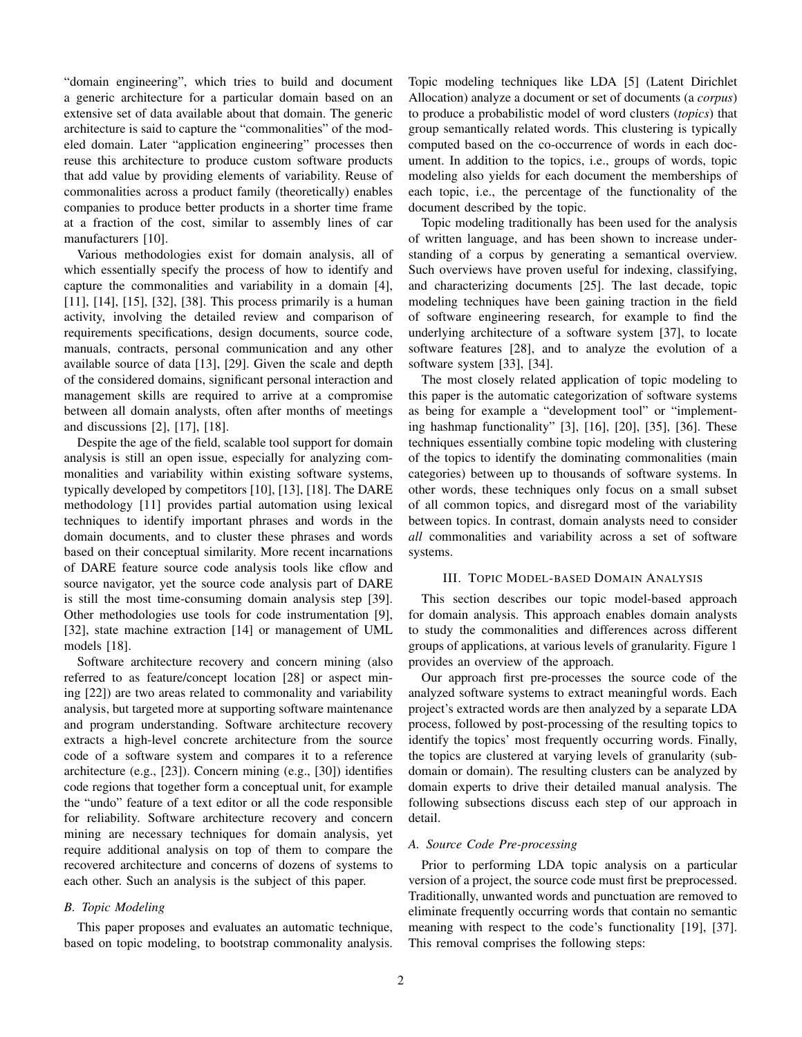"domain engineering", which tries to build and document a generic architecture for a particular domain based on an extensive set of data available about that domain. The generic architecture is said to capture the "commonalities" of the modeled domain. Later "application engineering" processes then reuse this architecture to produce custom software products that add value by providing elements of variability. Reuse of commonalities across a product family (theoretically) enables companies to produce better products in a shorter time frame at a fraction of the cost, similar to assembly lines of car manufacturers [10].

Various methodologies exist for domain analysis, all of which essentially specify the process of how to identify and capture the commonalities and variability in a domain [4], [11], [14], [15], [32], [38]. This process primarily is a human activity, involving the detailed review and comparison of requirements specifications, design documents, source code, manuals, contracts, personal communication and any other available source of data [13], [29]. Given the scale and depth of the considered domains, significant personal interaction and management skills are required to arrive at a compromise between all domain analysts, often after months of meetings and discussions [2], [17], [18].

Despite the age of the field, scalable tool support for domain analysis is still an open issue, especially for analyzing commonalities and variability within existing software systems, typically developed by competitors [10], [13], [18]. The DARE methodology [11] provides partial automation using lexical techniques to identify important phrases and words in the domain documents, and to cluster these phrases and words based on their conceptual similarity. More recent incarnations of DARE feature source code analysis tools like cflow and source navigator, yet the source code analysis part of DARE is still the most time-consuming domain analysis step [39]. Other methodologies use tools for code instrumentation [9], [32], state machine extraction [14] or management of UML models [18].

Software architecture recovery and concern mining (also referred to as feature/concept location [28] or aspect mining [22]) are two areas related to commonality and variability analysis, but targeted more at supporting software maintenance and program understanding. Software architecture recovery extracts a high-level concrete architecture from the source code of a software system and compares it to a reference architecture (e.g., [23]). Concern mining (e.g., [30]) identifies code regions that together form a conceptual unit, for example the "undo" feature of a text editor or all the code responsible for reliability. Software architecture recovery and concern mining are necessary techniques for domain analysis, yet require additional analysis on top of them to compare the recovered architecture and concerns of dozens of systems to each other. Such an analysis is the subject of this paper.

### B. Topic Modeling

This paper proposes and evaluates an automatic technique, based on topic modeling, to bootstrap commonality analysis. Topic modeling techniques like LDA [5] (Latent Dirichlet Allocation) analyze a document or set of documents (a *corpus*) to produce a probabilistic model of word clusters (*topics*) that group semantically related words. This clustering is typically computed based on the co-occurrence of words in each document. In addition to the topics, i.e., groups of words, topic modeling also yields for each document the memberships of each topic, i.e., the percentage of the functionality of the document described by the topic.

Topic modeling traditionally has been used for the analysis of written language, and has been shown to increase understanding of a corpus by generating a semantical overview. Such overviews have proven useful for indexing, classifying, and characterizing documents [25]. The last decade, topic modeling techniques have been gaining traction in the field of software engineering research, for example to find the underlying architecture of a software system [37], to locate software features [28], and to analyze the evolution of a software system [33], [34].

The most closely related application of topic modeling to this paper is the automatic categorization of software systems as being for example a "development tool" or "implementing hashmap functionality" [3], [16], [20], [35], [36]. These techniques essentially combine topic modeling with clustering of the topics to identify the dominating commonalities (main categories) between up to thousands of software systems. In other words, these techniques only focus on a small subset of all common topics, and disregard most of the variability between topics. In contrast, domain analysts need to consider *all* commonalities and variability across a set of software systems.

## III. Topic Model-based Domain Analysis

This section describes our topic model-based approach for domain analysis. This approach enables domain analysts to study the commonalities and differences across different groups of applications, at various levels of granularity. Figure 1 provides an overview of the approach.

Our approach first pre-processes the source code of the analyzed software systems to extract meaningful words. Each project's extracted words are then analyzed by a separate LDA process, followed by post-processing of the resulting topics to identify the topics' most frequently occurring words. Finally, the topics are clustered at varying levels of granularity (subdomain or domain). The resulting clusters can be analyzed by domain experts to drive their detailed manual analysis. The following subsections discuss each step of our approach in detail.

### A. Source Code Pre-processing

Prior to performing LDA topic analysis on a particular version of a project, the source code must first be preprocessed. Traditionally, unwanted words and punctuation are removed to eliminate frequently occurring words that contain no semantic meaning with respect to the code's functionality [19], [37]. This removal comprises the following steps: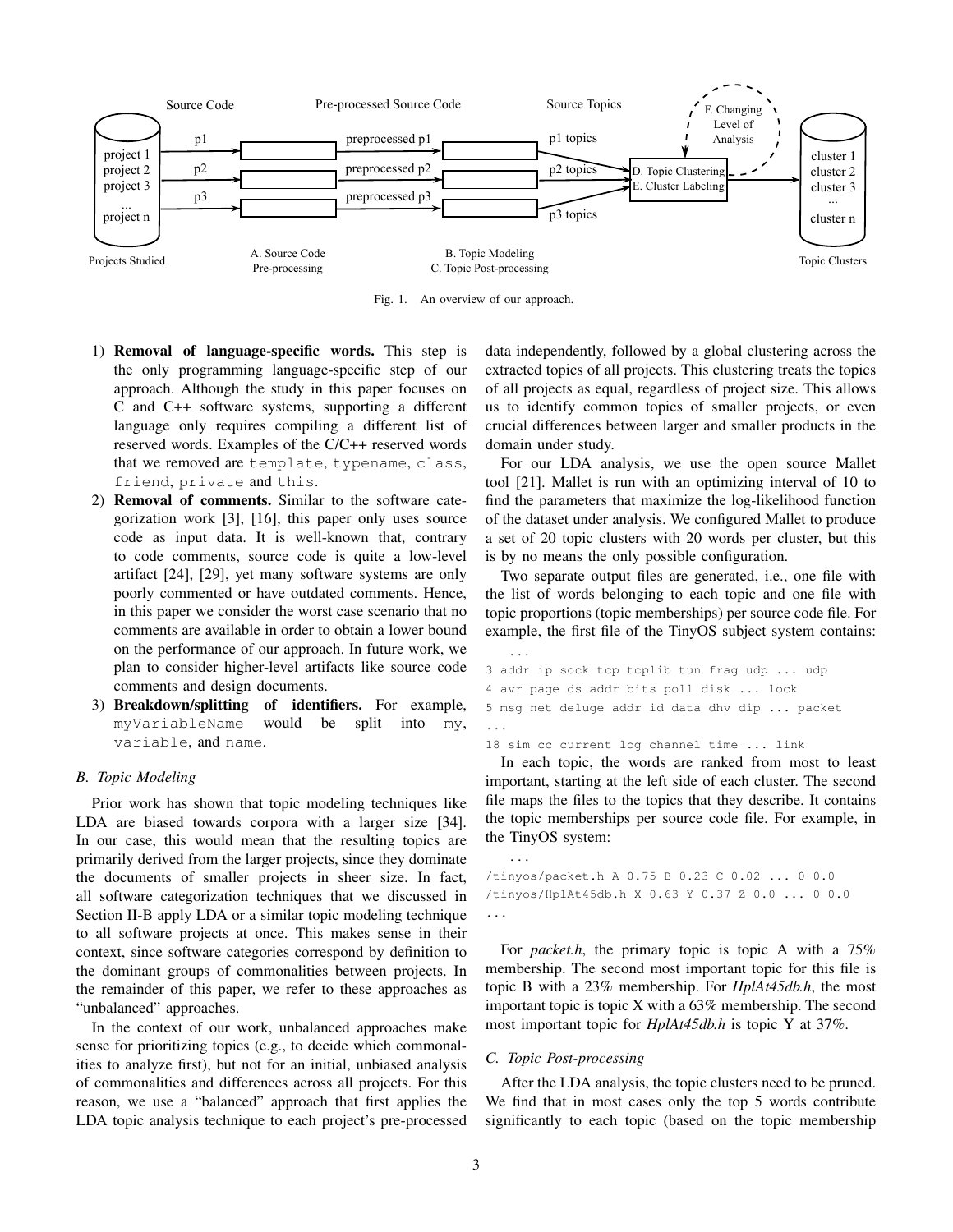Fig. 1. An overview of our approach.

1) **Removal of language-specific words.** This step is the only programming language-specific step of our approach. Although the study in this paper focuses on C and C++ software systems, supporting a different language only requires compiling a different list of reserved words. Examples of the C/C++ reserved words that we removed are `template`, `typename`, `class`, `friend`, `private` and `this`.
2) **Removal of comments.** Similar to the software categorization work [3], [16], this paper only uses source code as input data. It is well-known that, contrary to code comments, source code is quite a low-level artifact [24], [29], yet many software systems are only poorly commented or have outdated comments. Hence, in this paper we consider the worst case scenario that no comments are available in order to obtain a lower bound on the performance of our approach. In future work, we plan to consider higher-level artifacts like source code comments and design documents.
3) **Breakdown/splitting of identifiers.** For example, `myVariableName` would be split into `my`, `variable`, and `name`.

### B. Topic Modeling

Prior work has shown that topic modeling techniques like LDA are biased towards corpora with a larger size [34]. In our case, this would mean that the resulting topics are primarily derived from the larger projects, since they dominate the documents of smaller projects in sheer size. In fact, all software categorization techniques that we discussed in Section II-B apply LDA or a similar topic modeling technique to all software projects at once. This makes sense in their context, since software categories correspond by definition to the dominant groups of commonalities between projects. In the remainder of this paper, we refer to these approaches as "unbalanced" approaches.

In the context of our work, unbalanced approaches make sense for prioritizing topics (e.g., to decide which commonalities to analyze first), but not for an initial, unbiased analysis of commonalities and differences across all projects. For this reason, we use a "balanced" approach that first applies the LDA topic analysis technique to each project's pre-processed data independently, followed by a global clustering across the extracted topics of all projects. This clustering treats the topics of all projects as equal, regardless of project size. This allows us to identify common topics of smaller projects, or even crucial differences between larger and smaller products in the domain under study.

For our LDA analysis, we use the open source Mallet tool [21]. Mallet is run with an optimizing interval of 10 to find the parameters that maximize the log-likelihood function of the dataset under analysis. We configured Mallet to produce a set of 20 topic clusters with 20 words per cluster, but this is by no means the only possible configuration.

Two separate output files are generated, i.e., one file with the list of words belonging to each topic and one file with topic proportions (topic memberships) per source code file. For example, the first file of the TinyOS subject system contains:

```
...
3 addr ip sock tcp tcplib tun frag udp ... udp
4 avr page ds addr bits poll disk ... lock
5 msg net deluge addr id data dhv dip ... packet
...
18 sim cc current log channel time ... link
```

In each topic, the words are ranked from most to least important, starting at the left side of each cluster. The second file maps the files to the topics that they describe. It contains the topic memberships per source code file. For example, in the TinyOS system:

```
...
/tinyos/packet.h A 0.75 B 0.23 C 0.02 ... 0 0.0
/tinyos/HplAt45db.h X 0.63 Y 0.37 Z 0.0 ... 0 0.0
...
```

For *packet.h*, the primary topic is topic A with a 75% membership. The second most important topic for this file is topic B with a 23% membership. For *HplAt45db.h*, the most important topic is topic X with a 63% membership. The second most important topic for *HplAt45db.h* is topic Y at 37%.

### C. Topic Post-processing

After the LDA analysis, the topic clusters need to be pruned. We find that in most cases only the top 5 words contribute significantly to each topic (based on the topic membership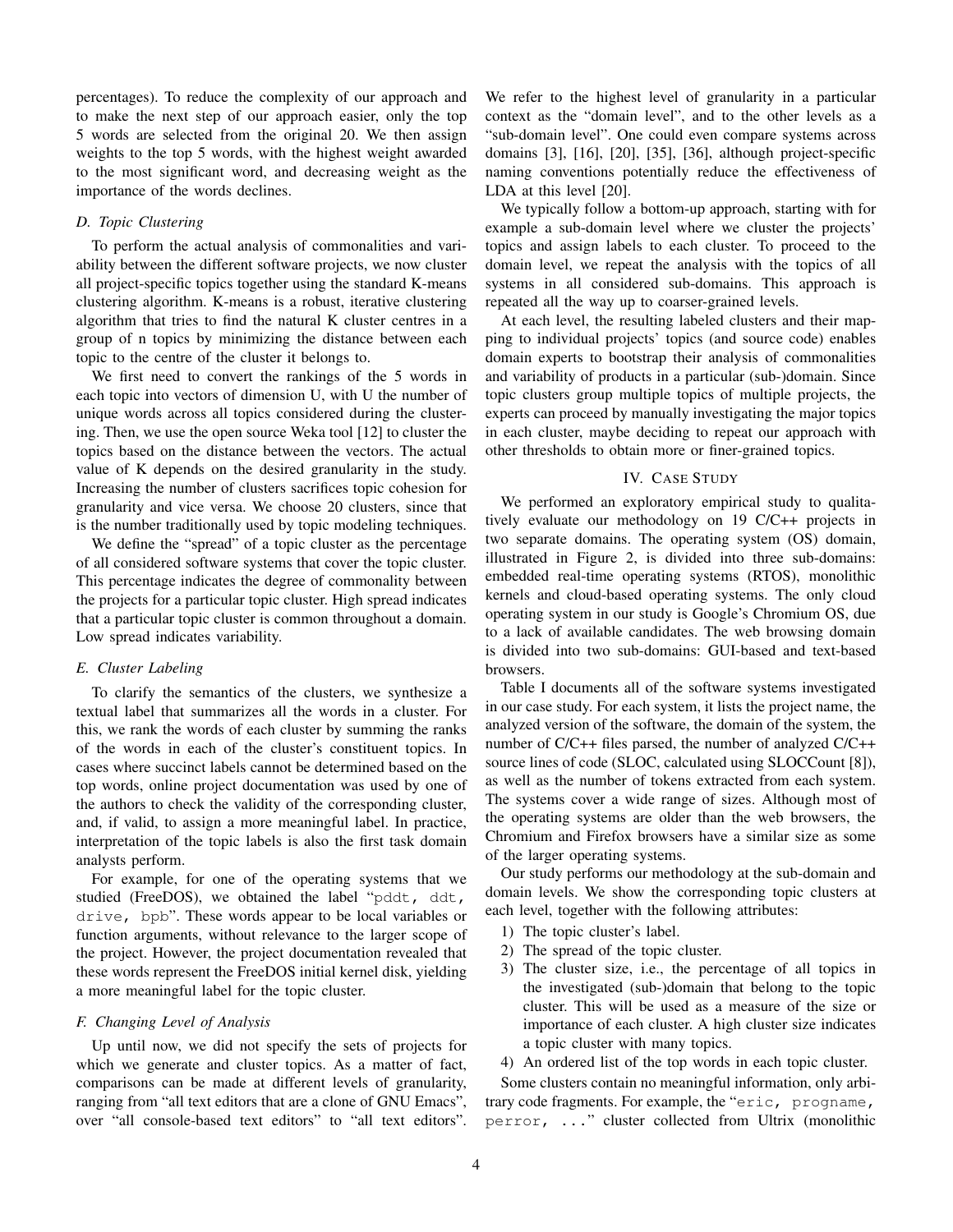percentages). To reduce the complexity of our approach and to make the next step of our approach easier, only the top 5 words are selected from the original 20. We then assign weights to the top 5 words, with the highest weight awarded to the most significant word, and decreasing weight as the importance of the words declines.

### D. Topic Clustering

To perform the actual analysis of commonalities and variability between the different software projects, we now cluster all project-specific topics together using the standard K-means clustering algorithm. K-means is a robust, iterative clustering algorithm that tries to find the natural K cluster centres in a group of n topics by minimizing the distance between each topic to the centre of the cluster it belongs to.

We first need to convert the rankings of the 5 words in each topic into vectors of dimension U, with U the number of unique words across all topics considered during the clustering. Then, we use the open source Weka tool [12] to cluster the topics based on the distance between the vectors. The actual value of K depends on the desired granularity in the study. Increasing the number of clusters sacrifices topic cohesion for granularity and vice versa. We choose 20 clusters, since that is the number traditionally used by topic modeling techniques.

We define the "spread" of a topic cluster as the percentage of all considered software systems that cover the topic cluster. This percentage indicates the degree of commonality between the projects for a particular topic cluster. High spread indicates that a particular topic cluster is common throughout a domain. Low spread indicates variability.

### E. Cluster Labeling

To clarify the semantics of the clusters, we synthesize a textual label that summarizes all the words in a cluster. For this, we rank the words of each cluster by summing the ranks of the words in each of the cluster's constituent topics. In cases where succinct labels cannot be determined based on the top words, online project documentation was used by one of the authors to check the validity of the corresponding cluster, and, if valid, to assign a more meaningful label. In practice, interpretation of the topic labels is also the first task domain analysts perform.

For example, for one of the operating systems that we studied (FreeDOS), we obtained the label "`pddt, ddt, drive, bpb`". These words appear to be local variables or function arguments, without relevance to the larger scope of the project. However, the project documentation revealed that these words represent the FreeDOS initial kernel disk, yielding a more meaningful label for the topic cluster.

### F. Changing Level of Analysis

Up until now, we did not specify the sets of projects for which we generate and cluster topics. As a matter of fact, comparisons can be made at different levels of granularity, ranging from "all text editors that are a clone of GNU Emacs", over "all console-based text editors" to "all text editors". We refer to the highest level of granularity in a particular context as the "domain level", and to the other levels as a "sub-domain level". One could even compare systems across domains [3], [16], [20], [35], [36], although project-specific naming conventions potentially reduce the effectiveness of LDA at this level [20].

We typically follow a bottom-up approach, starting with for example a sub-domain level where we cluster the projects' topics and assign labels to each cluster. To proceed to the domain level, we repeat the analysis with the topics of all systems in all considered sub-domains. This approach is repeated all the way up to coarser-grained levels.

At each level, the resulting labeled clusters and their mapping to individual projects' topics (and source code) enables domain experts to bootstrap their analysis of commonalities and variability of products in a particular (sub-)domain. Since topic clusters group multiple topics of multiple projects, the experts can proceed by manually investigating the major topics in each cluster, maybe deciding to repeat our approach with other thresholds to obtain more or finer-grained topics.

## IV. Case Study

We performed an exploratory empirical study to qualitatively evaluate our methodology on 19 C/C++ projects in two separate domains. The operating system (OS) domain, illustrated in Figure 2, is divided into three sub-domains: embedded real-time operating systems (RTOS), monolithic kernels and cloud-based operating systems. The only cloud operating system in our study is Google's Chromium OS, due to a lack of available candidates. The web browsing domain is divided into two sub-domains: GUI-based and text-based browsers.

Table I documents all of the software systems investigated in our case study. For each system, it lists the project name, the analyzed version of the software, the domain of the system, the number of C/C++ files parsed, the number of analyzed C/C++ source lines of code (SLOC, calculated using SLOCCount [8]), as well as the number of tokens extracted from each system. The systems cover a wide range of sizes. Although most of the operating systems are older than the web browsers, the Chromium and Firefox browsers have a similar size as some of the larger operating systems.

Our study performs our methodology at the sub-domain and domain levels. We show the corresponding topic clusters at each level, together with the following attributes:

1) The topic cluster's label.
2) The spread of the topic cluster.
3) The cluster size, i.e., the percentage of all topics in the investigated (sub-)domain that belong to the topic cluster. This will be used as a measure of the size or importance of each cluster. A high cluster size indicates a topic cluster with many topics.
4) An ordered list of the top words in each topic cluster.

Some clusters contain no meaningful information, only arbitrary code fragments. For example, the "`eric, progname, perror, ...`" cluster collected from Ultrix (monolithic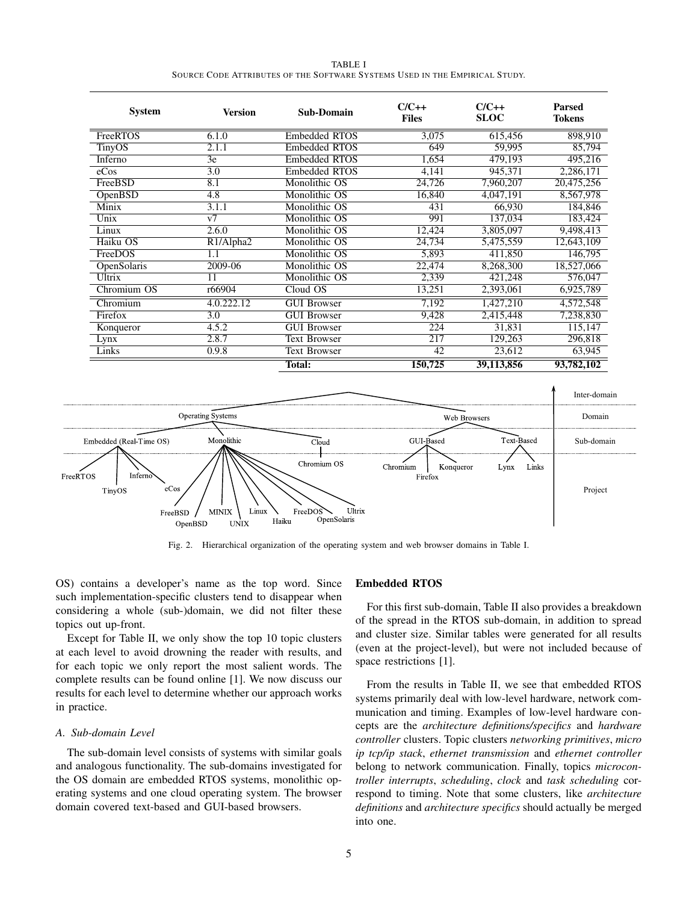TABLE I
SOURCE CODE ATTRIBUTES OF THE SOFTWARE SYSTEMS USED IN THE EMPIRICAL STUDY.

| System | Version | Sub-Domain | C/C++ Files | C/C++ SLOC | Parsed Tokens |
|---|---|---|---|---|---|
| FreeRTOS | 6.1.0 | Embedded RTOS | 3,075 | 615,456 | 898,910 |
| TinyOS | 2.1.1 | Embedded RTOS | 649 | 59,995 | 85,794 |
| Inferno | 3e | Embedded RTOS | 1,654 | 479,193 | 495,216 |
| eCos | 3.0 | Embedded RTOS | 4,141 | 945,371 | 2,286,171 |
| FreeBSD | 8.1 | Monolithic OS | 24,726 | 7,960,207 | 20,475,256 |
| OpenBSD | 4.8 | Monolithic OS | 16,840 | 4,047,191 | 8,567,978 |
| Minix | 3.1.1 | Monolithic OS | 431 | 66,930 | 184,846 |
| Unix | v7 | Monolithic OS | 991 | 137,034 | 183,424 |
| Linux | 2.6.0 | Monolithic OS | 12,424 | 3,805,097 | 9,498,413 |
| Haiku OS | R1/Alpha2 | Monolithic OS | 24,734 | 5,475,559 | 12,643,109 |
| FreeDOS | 1.1 | Monolithic OS | 5,893 | 411,850 | 146,795 |
| OpenSolaris | 2009-06 | Monolithic OS | 22,474 | 8,268,300 | 18,527,066 |
| Ultrix | 11 | Monolithic OS | 2,339 | 421,248 | 576,047 |
| Chromium OS | r66904 | Cloud OS | 13,251 | 2,393,061 | 6,925,789 |
| Chromium | 4.0.222.12 | GUI Browser | 7,192 | 1,427,210 | 4,572,548 |
| Firefox | 3.0 | GUI Browser | 9,428 | 2,415,448 | 7,238,830 |
| Konqueror | 4.5.2 | GUI Browser | 224 | 31,831 | 115,147 |
| Lynx | 2.8.7 | Text Browser | 217 | 129,263 | 296,818 |
| Links | 0.9.8 | Text Browser | 42 | 23,612 | 63,945 |
| | | **Total:** | **150,725** | **39,113,856** | **93,782,102** |

Fig. 2. Hierarchical organization of the operating system and web browser domains in Table I.

OS) contains a developer's name as the top word. Since such implementation-specific clusters tend to disappear when considering a whole (sub-)domain, we did not filter these topics out up-front.

Except for Table II, we only show the top 10 topic clusters at each level to avoid drowning the reader with results, and for each topic we only report the most salient words. The complete results can be found online [1]. We now discuss our results for each level to determine whether our approach works in practice.

### A. Sub-domain Level

The sub-domain level consists of systems with similar goals and analogous functionality. The sub-domains investigated for the OS domain are embedded RTOS systems, monolithic operating systems and one cloud operating system. The browser domain covered text-based and GUI-based browsers.

**Embedded RTOS**

For this first sub-domain, Table II also provides a breakdown of the spread in the RTOS sub-domain, in addition to spread and cluster size. Similar tables were generated for all results (even at the project-level), but were not included because of space restrictions [1].

From the results in Table II, we see that embedded RTOS systems primarily deal with low-level hardware, network communication and timing. Examples of low-level hardware concepts are the *architecture definitions/specifics* and *hardware controller* clusters. Topic clusters *networking primitives*, *micro ip tcp/ip stack*, *ethernet transmission* and *ethernet controller* belong to network communication. Finally, topics *microcontroller interrupts*, *scheduling*, *clock* and *task scheduling* correspond to timing. Note that some clusters, like *architecture definitions* and *architecture specifics* should actually be merged into one.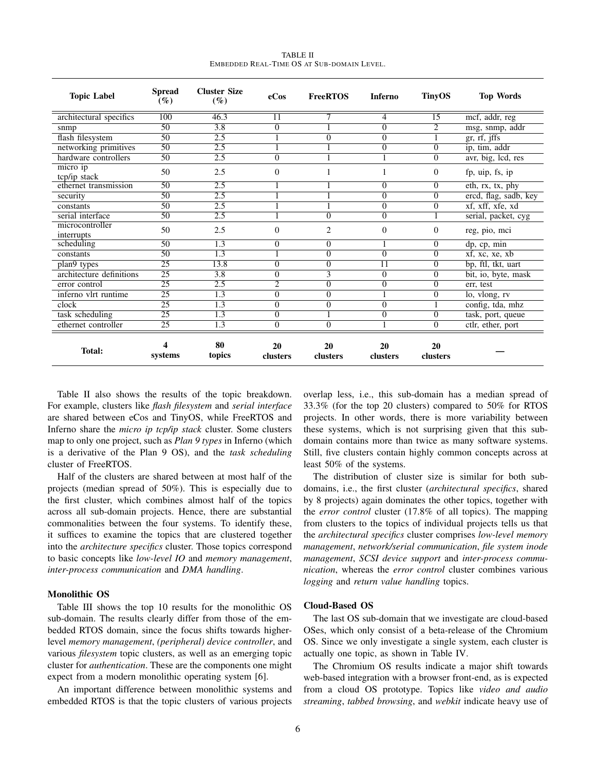TABLE II
EMBEDDED REAL-TIME OS AT SUB-DOMAIN LEVEL.

| Topic Label | Spread (%) | Cluster Size (%) | eCos | FreeRTOS | Inferno | TinyOS | Top Words |
|---|---|---|---|---|---|---|---|
| architectural specifics | 100 | 46.3 | 11 | 7 | 4 | 15 | mcf, addr, reg |
| snmp | 50 | 3.8 | 0 | 1 | 0 | 2 | msg, snmp, addr |
| flash filesystem | 50 | 2.5 | 1 | 0 | 0 | 1 | gr, rf, jffs |
| networking primitives | 50 | 2.5 | 1 | 1 | 0 | 0 | ip, tim, addr |
| hardware controllers | 50 | 2.5 | 0 | 1 | 1 | 0 | avr, big, lcd, res |
| micro ip tcp/ip stack | 50 | 2.5 | 0 | 1 | 1 | 0 | fp, uip, fs, ip |
| ethernet transmission | 50 | 2.5 | 1 | 1 | 0 | 0 | eth, rx, tx, phy |
| security | 50 | 2.5 | 1 | 1 | 0 | 0 | ercd, flag, sadb, key |
| constants | 50 | 2.5 | 1 | 1 | 0 | 0 | xf, xff, xfe, xd |
| serial interface | 50 | 2.5 | 1 | 0 | 0 | 1 | serial, packet, cyg |
| microcontroller interrupts | 50 | 2.5 | 0 | 2 | 0 | 0 | reg, pio, mci |
| scheduling | 50 | 1.3 | 0 | 0 | 1 | 0 | dp, cp, min |
| constants | 50 | 1.3 | 1 | 0 | 0 | 0 | xf, xc, xe, xb |
| plan9 types | 25 | 13.8 | 0 | 0 | 11 | 0 | bp, ftl, tkt, uart |
| architecture definitions | 25 | 3.8 | 0 | 3 | 0 | 0 | bit, io, byte, mask |
| error control | 25 | 2.5 | 2 | 0 | 0 | 0 | err, test |
| inferno vlrt runtime | 25 | 1.3 | 0 | 0 | 1 | 0 | lo, vlong, rv |
| clock | 25 | 1.3 | 0 | 0 | 0 | 1 | config, tda, mhz |
| task scheduling | 25 | 1.3 | 0 | 1 | 0 | 0 | task, port, queue |
| ethernet controller | 25 | 1.3 | 0 | 0 | 1 | 0 | ctlr, ether, port |
| **Total:** | **4 systems** | **80 topics** | **20 clusters** | **20 clusters** | **20 clusters** | **20 clusters** | — |

Table II also shows the results of the topic breakdown. For example, clusters like *flash filesystem* and *serial interface* are shared between eCos and TinyOS, while FreeRTOS and Inferno share the *micro ip tcp/ip stack* cluster. Some clusters map to only one project, such as *Plan 9 types* in Inferno (which is a derivative of the Plan 9 OS), and the *task scheduling* cluster of FreeRTOS.

Half of the clusters are shared between at most half of the projects (median spread of 50%). This is especially due to the first cluster, which combines almost half of the topics across all sub-domain projects. Hence, there are substantial commonalities between the four systems. To identify these, it suffices to examine the topics that are clustered together into the *architecture specifics* cluster. Those topics correspond to basic concepts like *low-level IO* and *memory management*, *inter-process communication* and *DMA handling*.

**Monolithic OS**

Table III shows the top 10 results for the monolithic OS sub-domain. The results clearly differ from those of the embedded RTOS domain, since the focus shifts towards higher-level *memory management*, *(peripheral) device controller*, and various *filesystem* topic clusters, as well as an emerging topic cluster for *authentication*. These are the components one might expect from a modern monolithic operating system [6].

An important difference between monolithic systems and embedded RTOS is that the topic clusters of various projects overlap less, i.e., this sub-domain has a median spread of 33.3% (for the top 20 clusters) compared to 50% for RTOS projects. In other words, there is more variability between these systems, which is not surprising given that this sub-domain contains more than twice as many software systems. Still, five clusters contain highly common concepts across at least 50% of the systems.

The distribution of cluster size is similar for both sub-domains, i.e., the first cluster (*architectural specifics*, shared by 8 projects) again dominates the other topics, together with the *error control* cluster (17.8% of all topics). The mapping from clusters to the topics of individual projects tells us that the *architectural specifics* cluster comprises *low-level memory management*, *network/serial communication*, *file system inode management*, *SCSI device support* and *inter-process communication*, whereas the *error control* cluster combines various *logging* and *return value handling* topics.

**Cloud-Based OS**

The last OS sub-domain that we investigate are cloud-based OSes, which only consist of a beta-release of the Chromium OS. Since we only investigate a single system, each cluster is actually one topic, as shown in Table IV.

The Chromium OS results indicate a major shift towards web-based integration with a browser front-end, as is expected from a cloud OS prototype. Topics like *video and audio streaming*, *tabbed browsing*, and *webkit* indicate heavy use of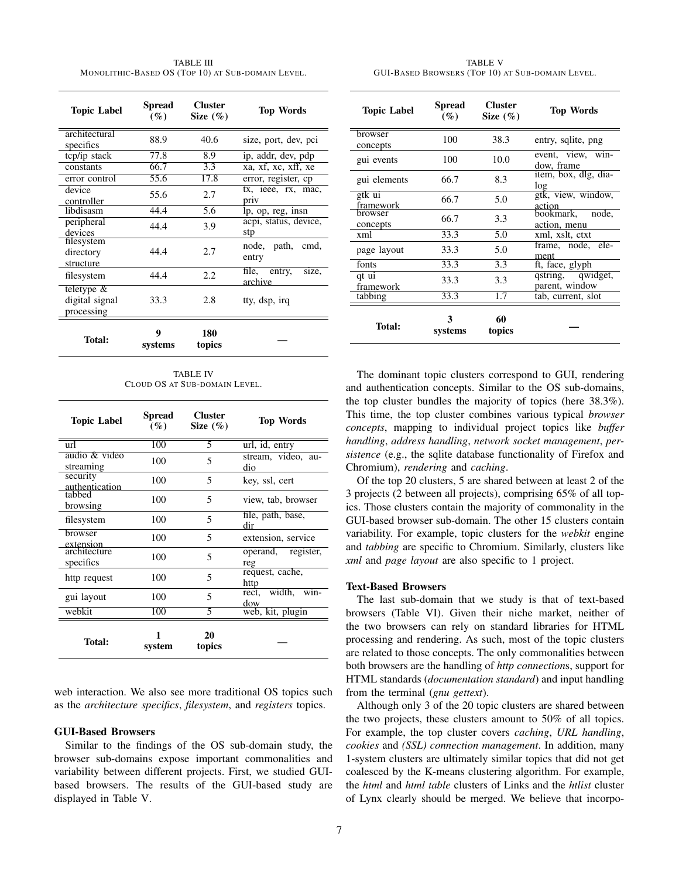TABLE III
MONOLITHIC-BASED OS (TOP 10) AT SUB-DOMAIN LEVEL.

| Topic Label | Spread (%) | Cluster Size (%) | Top Words |
|---|---|---|---|
| architectural specifics | 88.9 | 40.6 | size, port, dev, pci |
| tcp/ip stack | 77.8 | 8.9 | ip, addr, dev, pdp |
| constants | 66.7 | 3.3 | xa, xf, xc, xff, xe |
| error control | 55.6 | 17.8 | error, register, cp |
| device controller | 55.6 | 2.7 | tx, ieee, rx, mac, priv |
| libdisasm | 44.4 | 5.6 | lp, op, reg, insn |
| peripheral devices | 44.4 | 3.9 | acpi, status, device, stp |
| filesystem directory structure | 44.4 | 2.7 | node, path, cmd, entry |
| filesystem | 44.4 | 2.2 | file, entry, size, archive |
| teletype & digital signal processing | 33.3 | 2.8 | tty, dsp, irq |
| **Total:** | **9 systems** | **180 topics** | — |

TABLE IV
CLOUD OS AT SUB-DOMAIN LEVEL.

| Topic Label | Spread (%) | Cluster Size (%) | Top Words |
|---|---|---|---|
| url | 100 | 5 | url, id, entry |
| audio & video streaming | 100 | 5 | stream, video, audio |
| security authentication | 100 | 5 | key, ssl, cert |
| tabbed browsing | 100 | 5 | view, tab, browser |
| filesystem | 100 | 5 | file, path, base, dir |
| browser extension | 100 | 5 | extension, service |
| architecture specifics | 100 | 5 | operand, register, reg |
| http request | 100 | 5 | request, cache, http |
| gui layout | 100 | 5 | rect, width, window |
| webkit | 100 | 5 | web, kit, plugin |
| **Total:** | **1 system** | **20 topics** | — |

web interaction. We also see more traditional OS topics such as the *architecture specifics*, *filesystem*, and *registers* topics.

### GUI-Based Browsers

Similar to the findings of the OS sub-domain study, the browser sub-domains expose important commonalities and variability between different projects. First, we studied GUI-based browsers. The results of the GUI-based study are displayed in Table V.

TABLE V
GUI-BASED BROWSERS (TOP 10) AT SUB-DOMAIN LEVEL.

| Topic Label | Spread (%) | Cluster Size (%) | Top Words |
|---|---|---|---|
| browser concepts | 100 | 38.3 | entry, sqlite, png |
| gui events | 100 | 10.0 | event, view, window, frame |
| gui elements | 66.7 | 8.3 | item, box, dlg, dialog |
| gtk ui framework | 66.7 | 5.0 | gtk, view, window, action |
| browser concepts | 66.7 | 3.3 | bookmark, node, action, menu |
| xml | 33.3 | 5.0 | xml, xslt, ctxt |
| page layout | 33.3 | 5.0 | frame, node, element |
| fonts | 33.3 | 3.3 | ft, face, glyph |
| qt ui framework | 33.3 | 3.3 | qstring, qwidget, parent, window |
| tabbing | 33.3 | 1.7 | tab, current, slot |
| **Total:** | **3 systems** | **60 topics** | — |

The dominant topic clusters correspond to GUI, rendering and authentication concepts. Similar to the OS sub-domains, the top cluster bundles the majority of topics (here 38.3%). This time, the top cluster combines various typical *browser concepts*, mapping to individual project topics like *buffer handling*, *address handling*, *network socket management*, *persistence* (e.g., the sqlite database functionality of Firefox and Chromium), *rendering* and *caching*.

Of the top 20 clusters, 5 are shared between at least 2 of the 3 projects (2 between all projects), comprising 65% of all topics. Those clusters contain the majority of commonality in the GUI-based browser sub-domain. The other 15 clusters contain variability. For example, topic clusters for the *webkit* engine and *tabbing* are specific to Chromium. Similarly, clusters like *xml* and *page layout* are also specific to 1 project.

### Text-Based Browsers

The last sub-domain that we study is that of text-based browsers (Table VI). Given their niche market, neither of the two browsers can rely on standard libraries for HTML processing and rendering. As such, most of the topic clusters are related to those concepts. The only commonalities between both browsers are the handling of *http connection*s, support for HTML standards (*documentation standard*) and input handling from the terminal (*gnu gettext*).

Although only 3 of the 20 topic clusters are shared between the two projects, these clusters amount to 50% of all topics. For example, the top cluster covers *caching*, *URL handling*, *cookies* and *(SSL) connection management*. In addition, many 1-system clusters are ultimately similar topics that did not get coalesced by the K-means clustering algorithm. For example, the *html* and *html table* clusters of Links and the *htlist* cluster of Lynx clearly should be merged. We believe that incorpo-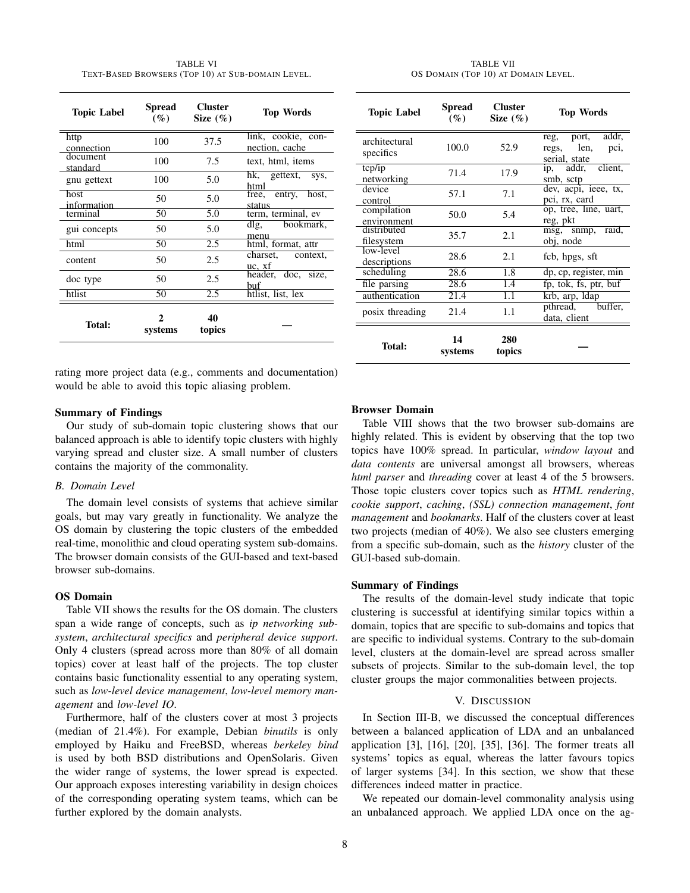TABLE VI
TEXT-BASED BROWSERS (TOP 10) AT SUB-DOMAIN LEVEL.

| Topic Label | Spread (%) | Cluster Size (%) | Top Words |
|---|---|---|---|
| http connection | 100 | 37.5 | link, cookie, connection, cache |
| document standard | 100 | 7.5 | text, html, items |
| gnu gettext | 100 | 5.0 | hk, gettext, sys, html |
| host information | 50 | 5.0 | free, entry, host, status |
| terminal | 50 | 5.0 | term, terminal, ev |
| gui concepts | 50 | 5.0 | dlg, bookmark, menu |
| html | 50 | 2.5 | html, format, attr |
| content | 50 | 2.5 | charset, context, uc, xf |
| doc type | 50 | 2.5 | header, doc, size, buf |
| htlist | 50 | 2.5 | htlist, list, lex |
| **Total:** | **2 systems** | **40 topics** | — |

TABLE VII
OS DOMAIN (TOP 10) AT DOMAIN LEVEL.

| Topic Label | Spread (%) | Cluster Size (%) | Top Words |
|---|---|---|---|
| architectural specifics | 100.0 | 52.9 | reg, port, addr, regs, len, pci, serial, state |
| tcp/ip networking | 71.4 | 17.9 | ip, addr, client, smb, sctp |
| device control | 57.1 | 7.1 | dev, acpi, ieee, tx, pci, rx, card |
| compilation environment | 50.0 | 5.4 | op, tree, line, uart, reg, pkt |
| distributed filesystem | 35.7 | 2.1 | msg, snmp, raid, obj, node |
| low-level descriptions | 28.6 | 2.1 | fcb, hpgs, sft |
| scheduling | 28.6 | 1.8 | dp, cp, register, min |
| file parsing | 28.6 | 1.4 | fp, tok, fs, ptr, buf |
| authentication | 21.4 | 1.1 | krb, arp, ldap |
| posix threading | 21.4 | 1.1 | pthread, buffer, data, client |
| **Total:** | **14 systems** | **280 topics** | — |

rating more project data (e.g., comments and documentation) would be able to avoid this topic aliasing problem.

**Summary of Findings**

Our study of sub-domain topic clustering shows that our balanced approach is able to identify topic clusters with highly varying spread and cluster size. A small number of clusters contains the majority of the commonality.

### *B. Domain Level*

The domain level consists of systems that achieve similar goals, but may vary greatly in functionality. We analyze the OS domain by clustering the topic clusters of the embedded real-time, monolithic and cloud operating system sub-domains. The browser domain consists of the GUI-based and text-based browser sub-domains.

**OS Domain**

Table VII shows the results for the OS domain. The clusters span a wide range of concepts, such as *ip networking subsystem*, *architectural specifics* and *peripheral device support*. Only 4 clusters (spread across more than 80% of all domain topics) cover at least half of the projects. The top cluster contains basic functionality essential to any operating system, such as *low-level device management*, *low-level memory management* and *low-level IO*.

Furthermore, half of the clusters cover at most 3 projects (median of 21.4%). For example, Debian *binutils* is only employed by Haiku and FreeBSD, whereas *berkeley bind* is used by both BSD distributions and OpenSolaris. Given the wider range of systems, the lower spread is expected. Our approach exposes interesting variability in design choices of the corresponding operating system teams, which can be further explored by the domain analysts.

**Browser Domain**

Table VIII shows that the two browser sub-domains are highly related. This is evident by observing that the top two topics have 100% spread. In particular, *window layout* and *data contents* are universal amongst all browsers, whereas *html parser* and *threading* cover at least 4 of the 5 browsers. Those topic clusters cover topics such as *HTML rendering*, *cookie support*, *caching*, *(SSL) connection management*, *font management* and *bookmarks*. Half of the clusters cover at least two projects (median of 40%). We also see clusters emerging from a specific sub-domain, such as the *history* cluster of the GUI-based sub-domain.

**Summary of Findings**

The results of the domain-level study indicate that topic clustering is successful at identifying similar topics within a domain, topics that are specific to sub-domains and topics that are specific to individual systems. Contrary to the sub-domain level, clusters at the domain-level are spread across smaller subsets of projects. Similar to the sub-domain level, the top cluster groups the major commonalities between projects.

## V. DISCUSSION

In Section III-B, we discussed the conceptual differences between a balanced application of LDA and an unbalanced application [3], [16], [20], [35], [36]. The former treats all systems' topics as equal, whereas the latter favours topics of larger systems [34]. In this section, we show that these differences indeed matter in practice.

We repeated our domain-level commonality analysis using an unbalanced approach. We applied LDA once on the ag-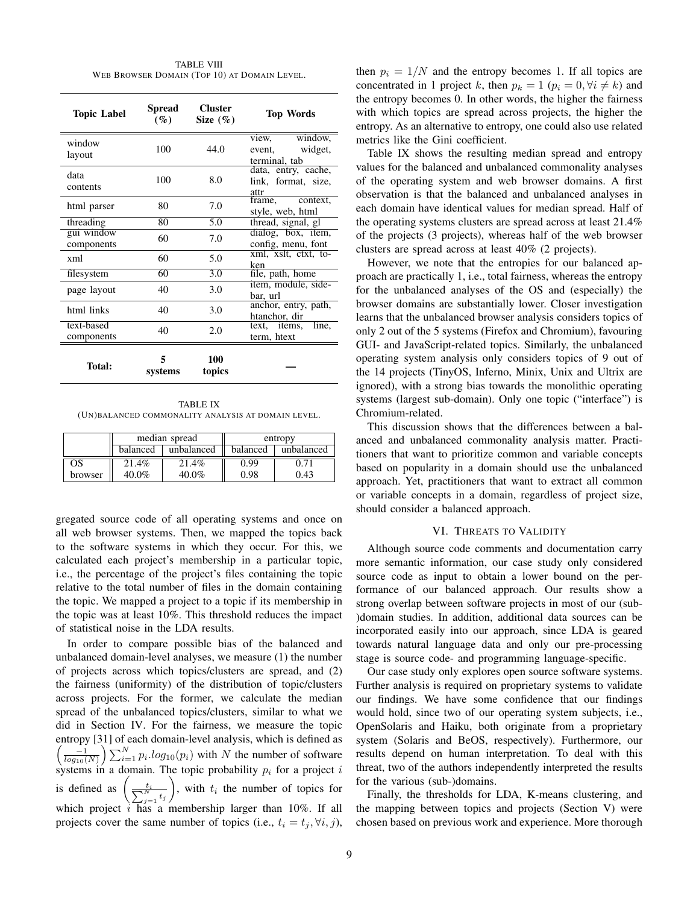TABLE VIII
WEB BROWSER DOMAIN (TOP 10) AT DOMAIN LEVEL.

| Topic Label | Spread (%) | Cluster Size (%) | Top Words |
|---|---|---|---|
| window layout | 100 | 44.0 | view, window, event, widget, terminal, tab |
| data contents | 100 | 8.0 | data, entry, cache, link, format, size, attr |
| html parser | 80 | 7.0 | frame, context, style, web, html |
| threading | 80 | 5.0 | thread, signal, gl |
| gui window components | 60 | 7.0 | dialog, box, item, config, menu, font |
| xml | 60 | 5.0 | xml, xslt, ctxt, token |
| filesystem | 60 | 3.0 | file, path, home |
| page layout | 40 | 3.0 | item, module, sidebar, url |
| html links | 40 | 3.0 | anchor, entry, path, htanchor, dir |
| text-based components | 40 | 2.0 | text, items, line, term, htext |
| **Total:** | **5 systems** | **100 topics** | — |

TABLE IX
(UN)BALANCED COMMONALITY ANALYSIS AT DOMAIN LEVEL.

| | median spread | | entropy | |
|---|---|---|---|---|
| | balanced | unbalanced | balanced | unbalanced |
| OS | 21.4% | 21.4% | 0.99 | 0.71 |
| browser | 40.0% | 40.0% | 0.98 | 0.43 |

gregated source code of all operating systems and once on all web browser systems. Then, we mapped the topics back to the software systems in which they occur. For this, we calculated each project's membership in a particular topic, i.e., the percentage of the project's files containing the topic relative to the total number of files in the domain containing the topic. We mapped a project to a topic if its membership in the topic was at least 10%. This threshold reduces the impact of statistical noise in the LDA results.

In order to compare possible bias of the balanced and unbalanced domain-level analyses, we measure (1) the number of projects across which topics/clusters are spread, and (2) the fairness (uniformity) of the distribution of topic/clusters across projects. For the former, we calculate the median spread of the unbalanced topics/clusters, similar to what we did in Section IV. For the fairness, we measure the topic entropy [31] of each domain-level analysis, which is defined as $\left(\frac{-1}{log_{10}(N)}\right)\sum_{i=1}^{N} p_i.log_{10}(p_i)$ with $N$ the number of software systems in a domain. The topic probability $p_i$ for a project $i$ is defined as $\left(\frac{t_i}{\sum_{j=1}^{N} t_j}\right)$, with $t_i$ the number of topics for which project $i$ has a membership larger than 10%. If all projects cover the same number of topics (i.e., $t_i = t_j, \forall i, j$), then $p_i = 1/N$ and the entropy becomes 1. If all topics are concentrated in 1 project $k$, then $p_k = 1$ ($p_i = 0, \forall i \neq k$) and the entropy becomes 0. In other words, the higher the fairness with which topics are spread across projects, the higher the entropy. As an alternative to entropy, one could also use related metrics like the Gini coefficient.

Table IX shows the resulting median spread and entropy values for the balanced and unbalanced commonality analyses of the operating system and web browser domains. A first observation is that the balanced and unbalanced analyses in each domain have identical values for median spread. Half of the operating systems clusters are spread across at least 21.4% of the projects (3 projects), whereas half of the web browser clusters are spread across at least 40% (2 projects).

However, we note that the entropies for our balanced approach are practically 1, i.e., total fairness, whereas the entropy for the unbalanced analyses of the OS and (especially) the browser domains are substantially lower. Closer investigation learns that the unbalanced browser analysis considers topics of only 2 out of the 5 systems (Firefox and Chromium), favouring GUI- and JavaScript-related topics. Similarly, the unbalanced operating system analysis only considers topics of 9 out of the 14 projects (TinyOS, Inferno, Minix, Unix and Ultrix are ignored), with a strong bias towards the monolithic operating systems (largest sub-domain). Only one topic ("interface") is Chromium-related.

This discussion shows that the differences between a balanced and unbalanced commonality analysis matter. Practitioners that want to prioritize common and variable concepts based on popularity in a domain should use the unbalanced approach. Yet, practitioners that want to extract all common or variable concepts in a domain, regardless of project size, should consider a balanced approach.

## VI. THREATS TO VALIDITY

Although source code comments and documentation carry more semantic information, our case study only considered source code as input to obtain a lower bound on the performance of our balanced approach. Our results show a strong overlap between software projects in most of our (sub-)domain studies. In addition, additional data sources can be incorporated easily into our approach, since LDA is geared towards natural language data and only our pre-processing stage is source code- and programming language-specific.

Our case study only explores open source software systems. Further analysis is required on proprietary systems to validate our findings. We have some confidence that our findings would hold, since two of our operating system subjects, i.e., OpenSolaris and Haiku, both originate from a proprietary system (Solaris and BeOS, respectively). Furthermore, our results depend on human interpretation. To deal with this threat, two of the authors independently interpreted the results for the various (sub-)domains.

Finally, the thresholds for LDA, K-means clustering, and the mapping between topics and projects (Section V) were chosen based on previous work and experience. More thorough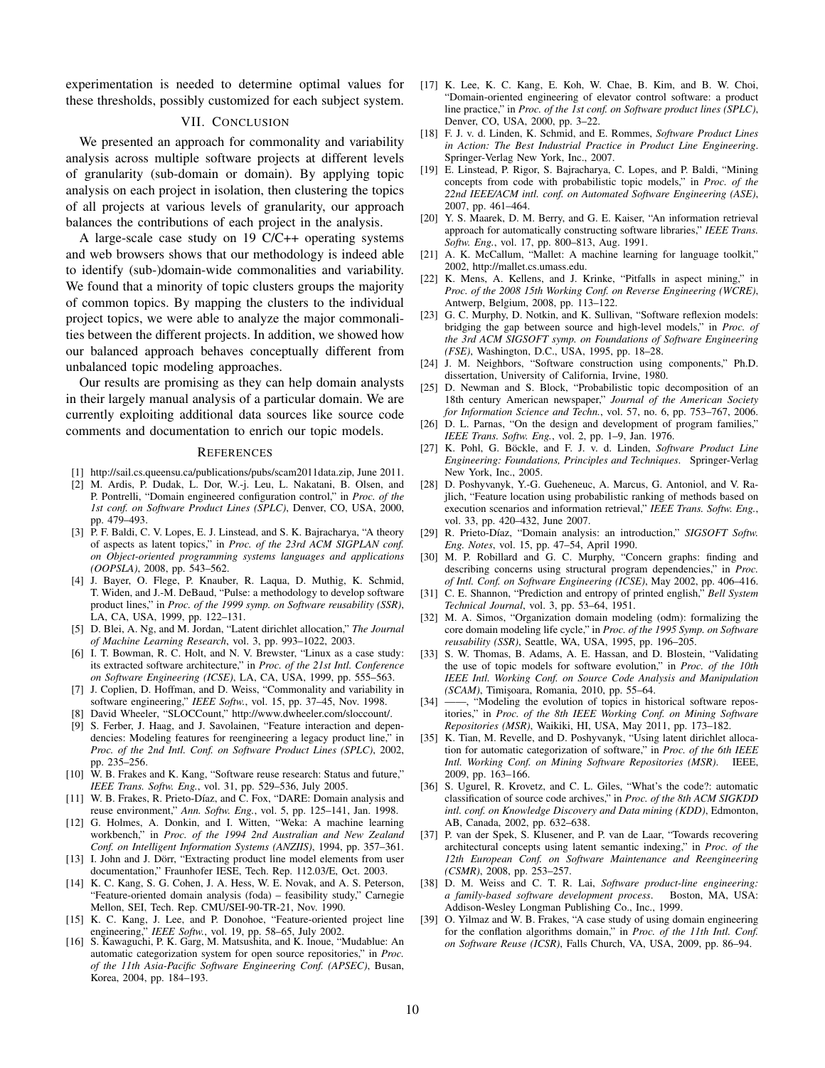experimentation is needed to determine optimal values for these thresholds, possibly customized for each subject system.

## VII. Conclusion

We presented an approach for commonality and variability analysis across multiple software projects at different levels of granularity (sub-domain or domain). By applying topic analysis on each project in isolation, then clustering the topics of all projects at various levels of granularity, our approach balances the contributions of each project in the analysis.

A large-scale case study on 19 C/C++ operating systems and web browsers shows that our methodology is indeed able to identify (sub-)domain-wide commonalities and variability. We found that a minority of topic clusters groups the majority of common topics. By mapping the clusters to the individual project topics, we were able to analyze the major commonalities between the different projects. In addition, we showed how our balanced approach behaves conceptually different from unbalanced topic modeling approaches.

Our results are promising as they can help domain analysts in their largely manual analysis of a particular domain. We are currently exploiting additional data sources like source code comments and documentation to enrich our topic models.

## References

[1] http://sail.cs.queensu.ca/publications/pubs/scam2011data.zip, June 2011.

[2] M. Ardis, P. Dudak, L. Dor, W.-j. Leu, L. Nakatani, B. Olsen, and P. Pontrelli, "Domain engineered configuration control," in *Proc. of the 1st conf. on Software Product Lines (SPLC)*, Denver, CO, USA, 2000, pp. 479–493.

[3] P. F. Baldi, C. V. Lopes, E. J. Linstead, and S. K. Bajracharya, "A theory of aspects as latent topics," in *Proc. of the 23rd ACM SIGPLAN conf. on Object-oriented programming systems languages and applications (OOPSLA)*, 2008, pp. 543–562.

[4] J. Bayer, O. Flege, P. Knauber, R. Laqua, D. Muthig, K. Schmid, T. Widen, and J.-M. DeBaud, "Pulse: a methodology to develop software product lines," in *Proc. of the 1999 symp. on Software reusability (SSR)*, LA, CA, USA, 1999, pp. 122–131.

[5] D. Blei, A. Ng, and M. Jordan, "Latent dirichlet allocation," *The Journal of Machine Learning Research*, vol. 3, pp. 993–1022, 2003.

[6] I. T. Bowman, R. C. Holt, and N. V. Brewster, "Linux as a case study: its extracted software architecture," in *Proc. of the 21st Intl. Conference on Software Engineering (ICSE)*, LA, CA, USA, 1999, pp. 555–563.

[7] J. Coplien, D. Hoffman, and D. Weiss, "Commonality and variability in software engineering," *IEEE Softw.*, vol. 15, pp. 37–45, Nov. 1998.

[8] David Wheeler, "SLOCCount," http://www.dwheeler.com/sloccount/.

[9] S. Ferber, J. Haag, and J. Savolainen, "Feature interaction and dependencies: Modeling features for reengineering a legacy product line," in *Proc. of the 2nd Intl. Conf. on Software Product Lines (SPLC)*, 2002, pp. 235–256.

[10] W. B. Frakes and K. Kang, "Software reuse research: Status and future," *IEEE Trans. Softw. Eng.*, vol. 31, pp. 529–536, July 2005.

[11] W. B. Frakes, R. Prieto-Díaz, and C. Fox, "DARE: Domain analysis and reuse environment," *Ann. Softw. Eng.*, vol. 5, pp. 125–141, Jan. 1998.

[12] G. Holmes, A. Donkin, and I. Witten, "Weka: A machine learning workbench," in *Proc. of the 1994 2nd Australian and New Zealand Conf. on Intelligent Information Systems (ANZIIS)*, 1994, pp. 357–361.

[13] I. John and J. Dörr, "Extracting product line model elements from user documentation," Fraunhofer IESE, Tech. Rep. 112.03/E, Oct. 2003.

[14] K. C. Kang, S. G. Cohen, J. A. Hess, W. E. Novak, and A. S. Peterson, "Feature-oriented domain analysis (foda) – feasibility study," Carnegie Mellon, SEI, Tech. Rep. CMU/SEI-90-TR-21, Nov. 1990.

[15] K. C. Kang, J. Lee, and P. Donohoe, "Feature-oriented project line engineering," *IEEE Softw.*, vol. 19, pp. 58–65, July 2002.

[16] S. Kawaguchi, P. K. Garg, M. Matsushita, and K. Inoue, "Mudablue: An automatic categorization system for open source repositories," in *Proc. of the 11th Asia-Pacific Software Engineering Conf. (APSEC)*, Busan, Korea, 2004, pp. 184–193.

[17] K. Lee, K. C. Kang, E. Koh, W. Chae, B. Kim, and B. W. Choi, "Domain-oriented engineering of elevator control software: a product line practice," in *Proc. of the 1st conf. on Software product lines (SPLC)*, Denver, CO, USA, 2000, pp. 3–22.

[18] F. J. v. d. Linden, K. Schmid, and E. Rommes, *Software Product Lines in Action: The Best Industrial Practice in Product Line Engineering*. Springer-Verlag New York, Inc., 2007.

[19] E. Linstead, P. Rigor, S. Bajracharya, C. Lopes, and P. Baldi, "Mining concepts from code with probabilistic topic models," in *Proc. of the 22nd IEEE/ACM intl. conf. on Automated Software Engineering (ASE)*, 2007, pp. 461–464.

[20] Y. S. Maarek, D. M. Berry, and G. E. Kaiser, "An information retrieval approach for automatically constructing software libraries," *IEEE Trans. Softw. Eng.*, vol. 17, pp. 800–813, Aug. 1991.

[21] A. K. McCallum, "Mallet: A machine learning for language toolkit," 2002, http://mallet.cs.umass.edu.

[22] K. Mens, A. Kellens, and J. Krinke, "Pitfalls in aspect mining," in *Proc. of the 2008 15th Working Conf. on Reverse Engineering (WCRE)*, Antwerp, Belgium, 2008, pp. 113–122.

[23] G. C. Murphy, D. Notkin, and K. Sullivan, "Software reflexion models: bridging the gap between source and high-level models," in *Proc. of the 3rd ACM SIGSOFT symp. on Foundations of Software Engineering (FSE)*, Washington, D.C., USA, 1995, pp. 18–28.

[24] J. M. Neighbors, "Software construction using components," Ph.D. dissertation, University of California, Irvine, 1980.

[25] D. Newman and S. Block, "Probabilistic topic decomposition of an 18th century American newspaper," *Journal of the American Society for Information Science and Techn.*, vol. 57, no. 6, pp. 753–767, 2006.

[26] D. L. Parnas, "On the design and development of program families," *IEEE Trans. Softw. Eng.*, vol. 2, pp. 1–9, Jan. 1976.

[27] K. Pohl, G. Böckle, and F. J. v. d. Linden, *Software Product Line Engineering: Foundations, Principles and Techniques*. Springer-Verlag New York, Inc., 2005.

[28] D. Poshyvanyk, Y.-G. Gueheneuc, A. Marcus, G. Antoniol, and V. Rajlich, "Feature location using probabilistic ranking of methods based on execution scenarios and information retrieval," *IEEE Trans. Softw. Eng.*, vol. 33, pp. 420–432, June 2007.

[29] R. Prieto-Díaz, "Domain analysis: an introduction," *SIGSOFT Softw. Eng. Notes*, vol. 15, pp. 47–54, April 1990.

[30] M. P. Robillard and G. C. Murphy, "Concern graphs: finding and describing concerns using structural program dependencies," in *Proc. of Intl. Conf. on Software Engineering (ICSE)*, May 2002, pp. 406–416.

[31] C. E. Shannon, "Prediction and entropy of printed english," *Bell System Technical Journal*, vol. 3, pp. 53–64, 1951.

[32] M. A. Simos, "Organization domain modeling (odm): formalizing the core domain modeling life cycle," in *Proc. of the 1995 Symp. on Software reusability (SSR)*, Seattle, WA, USA, 1995, pp. 196–205.

[33] S. W. Thomas, B. Adams, A. E. Hassan, and D. Blostein, "Validating the use of topic models for software evolution," in *Proc. of the 10th IEEE Intl. Working Conf. on Source Code Analysis and Manipulation (SCAM)*, Timişoara, Romania, 2010, pp. 55–64.

[34] ——, "Modeling the evolution of topics in historical software repositories," in *Proc. of the 8th IEEE Working Conf. on Mining Software Repositories (MSR)*, Waikiki, HI, USA, May 2011, pp. 173–182.

[35] K. Tian, M. Revelle, and D. Poshyvanyk, "Using latent dirichlet allocation for automatic categorization of software," in *Proc. of the 6th IEEE Intl. Working Conf. on Mining Software Repositories (MSR)*. IEEE, 2009, pp. 163–166.

[36] S. Ugurel, R. Krovetz, and C. L. Giles, "What's the code?: automatic classification of source code archives," in *Proc. of the 8th ACM SIGKDD intl. conf. on Knowledge Discovery and Data mining (KDD)*, Edmonton, AB, Canada, 2002, pp. 632–638.

[37] P. van der Spek, S. Klusener, and P. van de Laar, "Towards recovering architectural concepts using latent semantic indexing," in *Proc. of the 12th European Conf. on Software Maintenance and Reengineering (CSMR)*, 2008, pp. 253–257.

[38] D. M. Weiss and C. T. R. Lai, *Software product-line engineering: a family-based software development process*. Boston, MA, USA: Addison-Wesley Longman Publishing Co., Inc., 1999.

[39] O. Yilmaz and W. B. Frakes, "A case study of using domain engineering for the conflation algorithms domain," in *Proc. of the 11th Intl. Conf. on Software Reuse (ICSR)*, Falls Church, VA, USA, 2009, pp. 86–94.